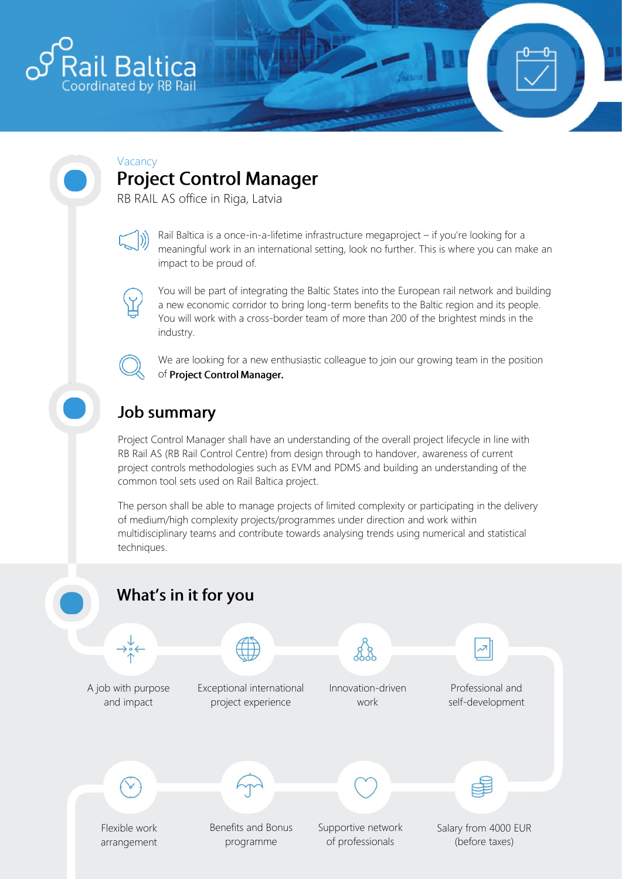Rail Baltica
Coordinated by RB Rail

Vacancy

# Project Control Manager

RB RAIL AS office in Riga, Latvia

Rail Baltica is a once-in-a-lifetime infrastructure megaproject – if you're looking for a meaningful work in an international setting, look no further. This is where you can make an impact to be proud of.

You will be part of integrating the Baltic States into the European rail network and building a new economic corridor to bring long-term benefits to the Baltic region and its people. You will work with a cross-border team of more than 200 of the brightest minds in the industry.

We are looking for a new enthusiastic colleague to join our growing team in the position of **Project Control Manager.**

## Job summary

Project Control Manager shall have an understanding of the overall project lifecycle in line with RB Rail AS (RB Rail Control Centre) from design through to handover, awareness of current project controls methodologies such as EVM and PDMS and building an understanding of the common tool sets used on Rail Baltica project.

The person shall be able to manage projects of limited complexity or participating in the delivery of medium/high complexity projects/programmes under direction and work within multidisciplinary teams and contribute towards analysing trends using numerical and statistical techniques.

## What's in it for you

- A job with purpose and impact
- Exceptional international project experience
- Innovation-driven work
- Professional and self-development
- Flexible work arrangement
- Benefits and Bonus programme
- Supportive network of professionals
- Salary from 4000 EUR (before taxes)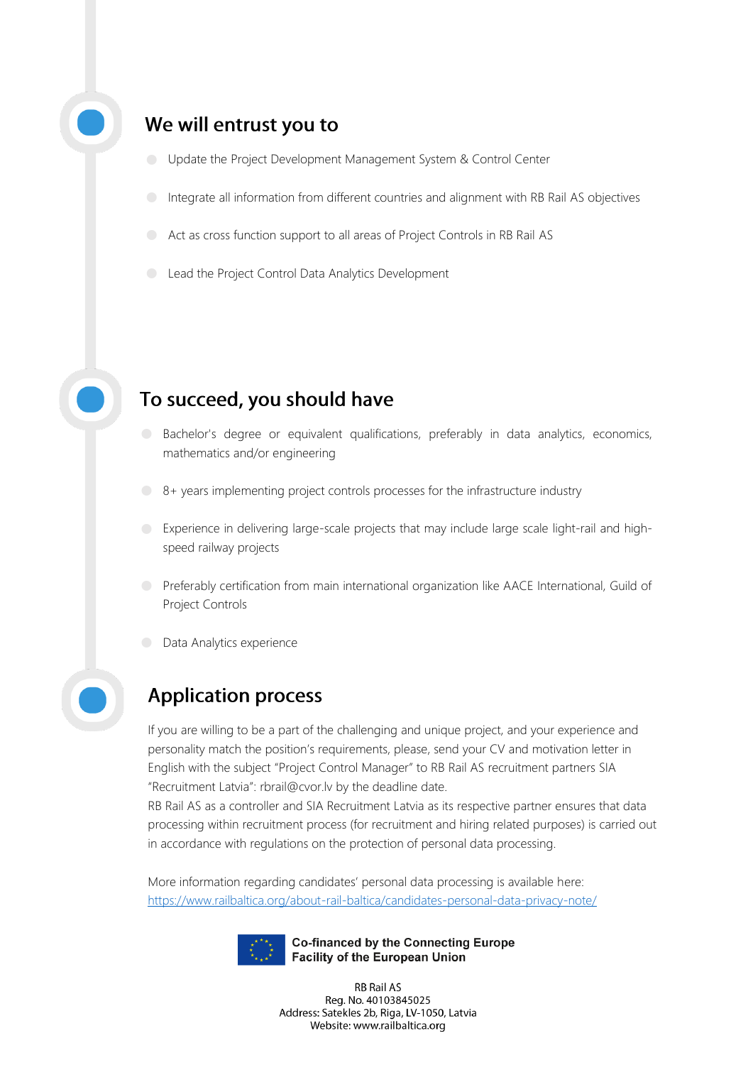## We will entrust you to

- Update the Project Development Management System & Control Center
- Integrate all information from different countries and alignment with RB Rail AS objectives
- Act as cross function support to all areas of Project Controls in RB Rail AS
- Lead the Project Control Data Analytics Development

## To succeed, you should have

- Bachelor's degree or equivalent qualifications, preferably in data analytics, economics, mathematics and/or engineering
- 8+ years implementing project controls processes for the infrastructure industry
- Experience in delivering large-scale projects that may include large scale light-rail and high-speed railway projects
- Preferably certification from main international organization like AACE International, Guild of Project Controls
- Data Analytics experience

## Application process

If you are willing to be a part of the challenging and unique project, and your experience and personality match the position's requirements, please, send your CV and motivation letter in English with the subject "Project Control Manager" to RB Rail AS recruitment partners SIA "Recruitment Latvia": rbrail@cvor.lv by the deadline date.
RB Rail AS as a controller and SIA Recruitment Latvia as its respective partner ensures that data processing within recruitment process (for recruitment and hiring related purposes) is carried out in accordance with regulations on the protection of personal data processing.

More information regarding candidates' personal data processing is available here:
https://www.railbaltica.org/about-rail-baltica/candidates-personal-data-privacy-note/

**Co-financed by the Connecting Europe Facility of the European Union**

RB Rail AS
Reg. No. 40103845025
Address: Satekles 2b, Riga, LV-1050, Latvia
Website: www.railbaltica.org